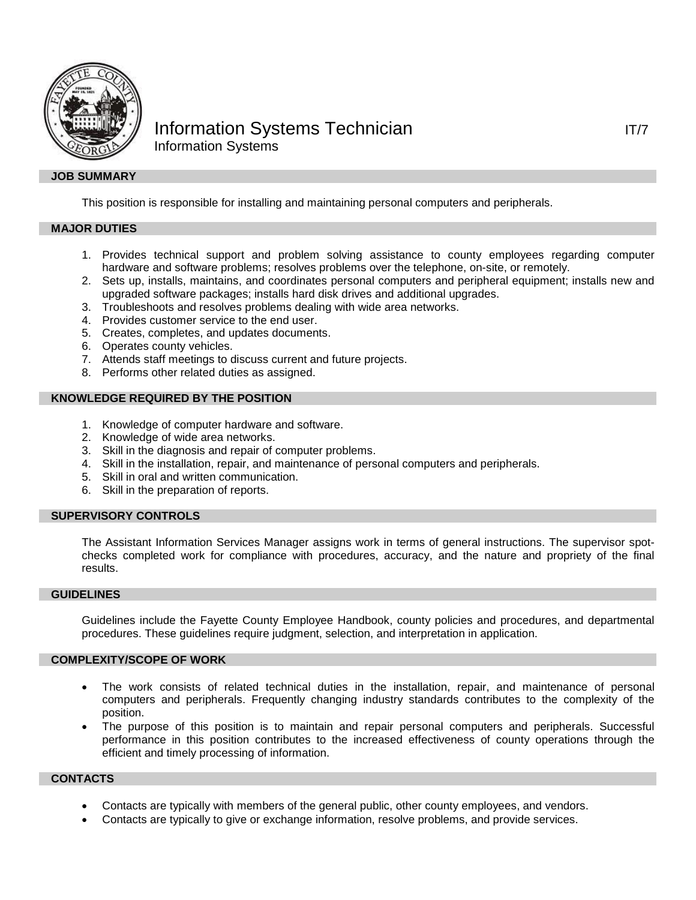# Information Systems Technician

IT/7

Information Systems

## JOB SUMMARY

This position is responsible for installing and maintaining personal computers and peripherals.

## MAJOR DUTIES

1. Provides technical support and problem solving assistance to county employees regarding computer hardware and software problems; resolves problems over the telephone, on-site, or remotely.
2. Sets up, installs, maintains, and coordinates personal computers and peripheral equipment; installs new and upgraded software packages; installs hard disk drives and additional upgrades.
3. Troubleshoots and resolves problems dealing with wide area networks.
4. Provides customer service to the end user.
5. Creates, completes, and updates documents.
6. Operates county vehicles.
7. Attends staff meetings to discuss current and future projects.
8. Performs other related duties as assigned.

## KNOWLEDGE REQUIRED BY THE POSITION

1. Knowledge of computer hardware and software.
2. Knowledge of wide area networks.
3. Skill in the diagnosis and repair of computer problems.
4. Skill in the installation, repair, and maintenance of personal computers and peripherals.
5. Skill in oral and written communication.
6. Skill in the preparation of reports.

## SUPERVISORY CONTROLS

The Assistant Information Services Manager assigns work in terms of general instructions. The supervisor spot-checks completed work for compliance with procedures, accuracy, and the nature and propriety of the final results.

## GUIDELINES

Guidelines include the Fayette County Employee Handbook, county policies and procedures, and departmental procedures. These guidelines require judgment, selection, and interpretation in application.

## COMPLEXITY/SCOPE OF WORK

- The work consists of related technical duties in the installation, repair, and maintenance of personal computers and peripherals. Frequently changing industry standards contributes to the complexity of the position.
- The purpose of this position is to maintain and repair personal computers and peripherals. Successful performance in this position contributes to the increased effectiveness of county operations through the efficient and timely processing of information.

## CONTACTS

- Contacts are typically with members of the general public, other county employees, and vendors.
- Contacts are typically to give or exchange information, resolve problems, and provide services.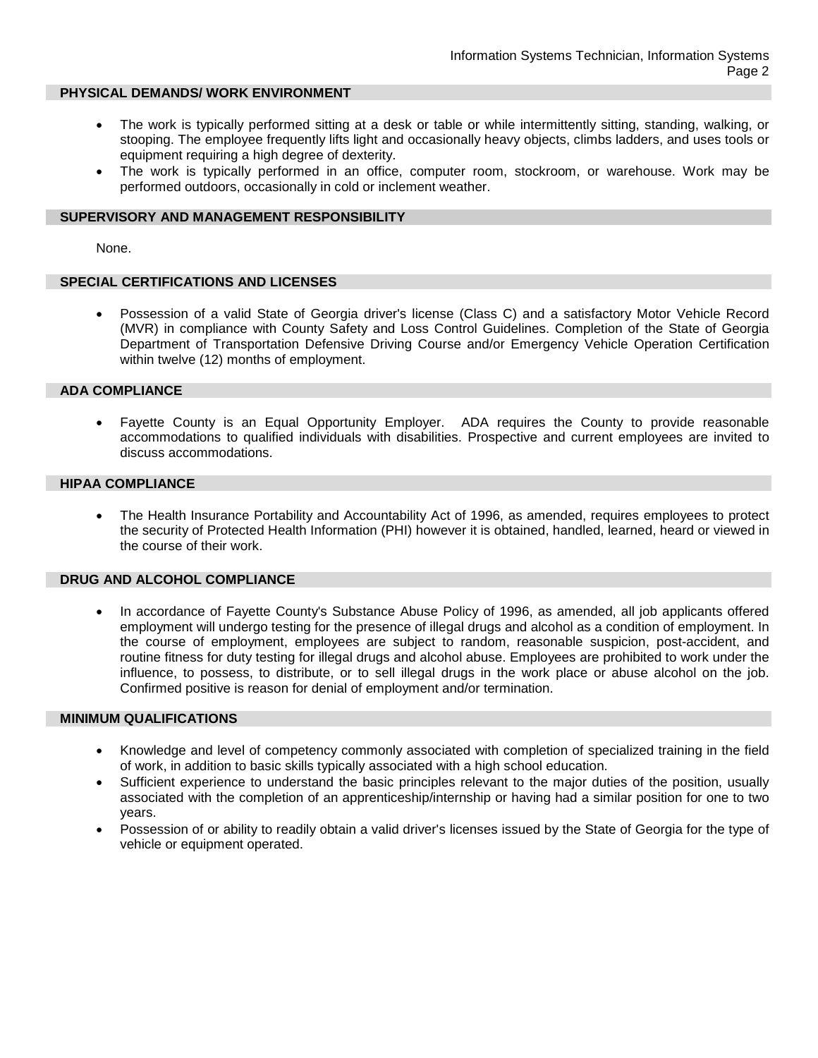## PHYSICAL DEMANDS/ WORK ENVIRONMENT

- The work is typically performed sitting at a desk or table or while intermittently sitting, standing, walking, or stooping. The employee frequently lifts light and occasionally heavy objects, climbs ladders, and uses tools or equipment requiring a high degree of dexterity.
- The work is typically performed in an office, computer room, stockroom, or warehouse. Work may be performed outdoors, occasionally in cold or inclement weather.

## SUPERVISORY AND MANAGEMENT RESPONSIBILITY

None.

## SPECIAL CERTIFICATIONS AND LICENSES

- Possession of a valid State of Georgia driver's license (Class C) and a satisfactory Motor Vehicle Record (MVR) in compliance with County Safety and Loss Control Guidelines. Completion of the State of Georgia Department of Transportation Defensive Driving Course and/or Emergency Vehicle Operation Certification within twelve (12) months of employment.

## ADA COMPLIANCE

- Fayette County is an Equal Opportunity Employer. ADA requires the County to provide reasonable accommodations to qualified individuals with disabilities. Prospective and current employees are invited to discuss accommodations.

## HIPAA COMPLIANCE

- The Health Insurance Portability and Accountability Act of 1996, as amended, requires employees to protect the security of Protected Health Information (PHI) however it is obtained, handled, learned, heard or viewed in the course of their work.

## DRUG AND ALCOHOL COMPLIANCE

- In accordance of Fayette County's Substance Abuse Policy of 1996, as amended, all job applicants offered employment will undergo testing for the presence of illegal drugs and alcohol as a condition of employment. In the course of employment, employees are subject to random, reasonable suspicion, post-accident, and routine fitness for duty testing for illegal drugs and alcohol abuse. Employees are prohibited to work under the influence, to possess, to distribute, or to sell illegal drugs in the work place or abuse alcohol on the job. Confirmed positive is reason for denial of employment and/or termination.

## MINIMUM QUALIFICATIONS

- Knowledge and level of competency commonly associated with completion of specialized training in the field of work, in addition to basic skills typically associated with a high school education.
- Sufficient experience to understand the basic principles relevant to the major duties of the position, usually associated with the completion of an apprenticeship/internship or having had a similar position for one to two years.
- Possession of or ability to readily obtain a valid driver's licenses issued by the State of Georgia for the type of vehicle or equipment operated.